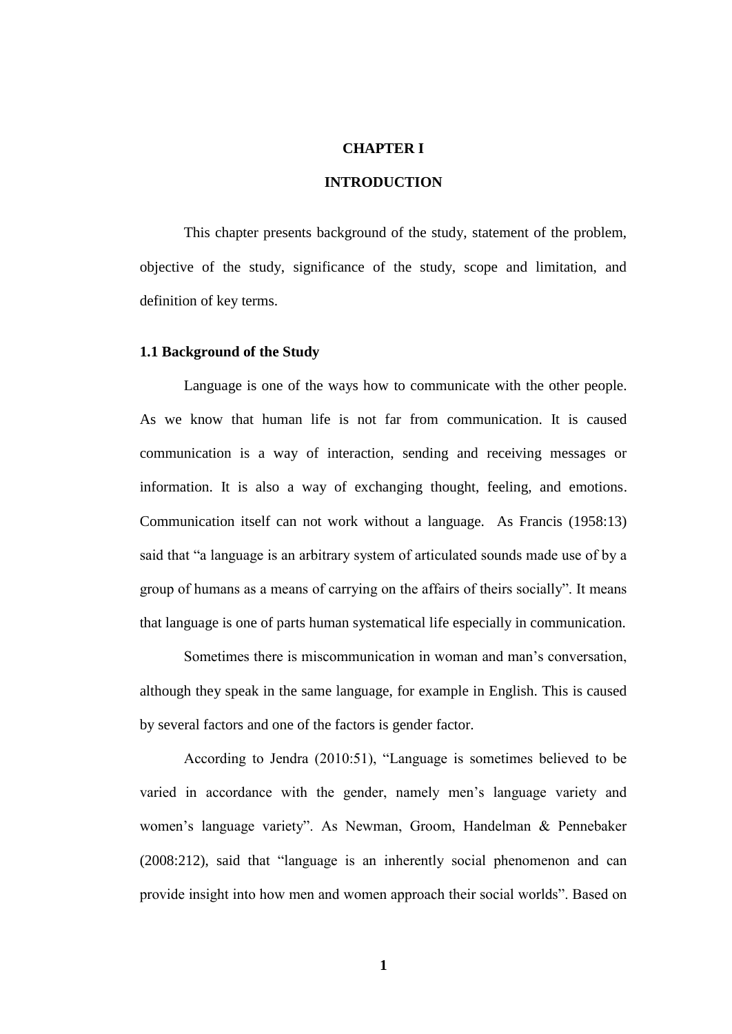# CHAPTER I

# INTRODUCTION

This chapter presents background of the study, statement of the problem, objective of the study, significance of the study, scope and limitation, and definition of key terms.

## 1.1 Background of the Study

Language is one of the ways how to communicate with the other people. As we know that human life is not far from communication. It is caused communication is a way of interaction, sending and receiving messages or information. It is also a way of exchanging thought, feeling, and emotions. Communication itself can not work without a language. As Francis (1958:13) said that "a language is an arbitrary system of articulated sounds made use of by a group of humans as a means of carrying on the affairs of theirs socially". It means that language is one of parts human systematical life especially in communication.

Sometimes there is miscommunication in woman and man's conversation, although they speak in the same language, for example in English. This is caused by several factors and one of the factors is gender factor.

According to Jendra (2010:51), "Language is sometimes believed to be varied in accordance with the gender, namely men's language variety and women's language variety". As Newman, Groom, Handelman & Pennebaker (2008:212), said that "language is an inherently social phenomenon and can provide insight into how men and women approach their social worlds". Based on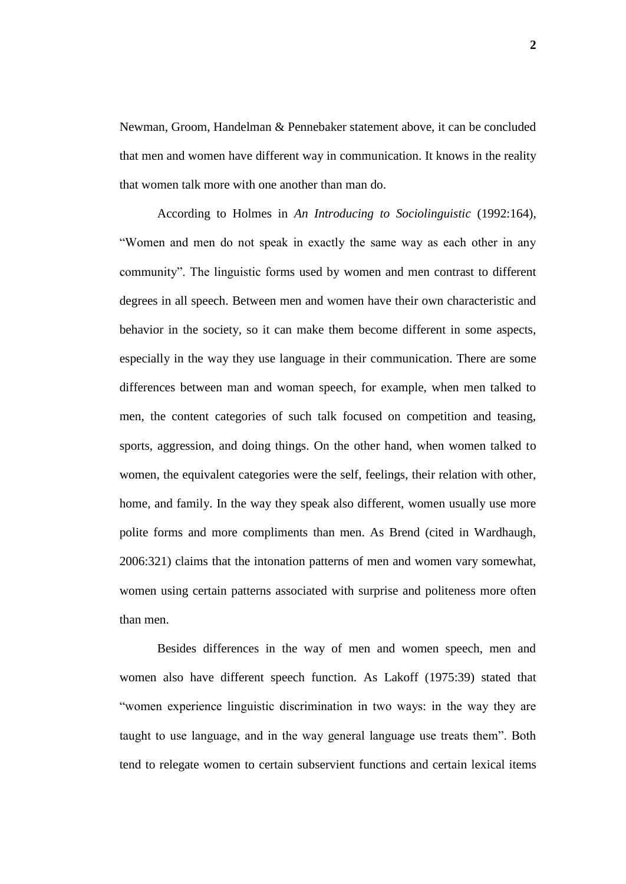Newman, Groom, Handelman & Pennebaker statement above, it can be concluded that men and women have different way in communication. It knows in the reality that women talk more with one another than man do.

According to Holmes in *An Introducing to Sociolinguistic* (1992:164), "Women and men do not speak in exactly the same way as each other in any community". The linguistic forms used by women and men contrast to different degrees in all speech. Between men and women have their own characteristic and behavior in the society, so it can make them become different in some aspects, especially in the way they use language in their communication. There are some differences between man and woman speech, for example, when men talked to men, the content categories of such talk focused on competition and teasing, sports, aggression, and doing things. On the other hand, when women talked to women, the equivalent categories were the self, feelings, their relation with other, home, and family. In the way they speak also different, women usually use more polite forms and more compliments than men. As Brend (cited in Wardhaugh, 2006:321) claims that the intonation patterns of men and women vary somewhat, women using certain patterns associated with surprise and politeness more often than men.

Besides differences in the way of men and women speech, men and women also have different speech function. As Lakoff (1975:39) stated that "women experience linguistic discrimination in two ways: in the way they are taught to use language, and in the way general language use treats them". Both tend to relegate women to certain subservient functions and certain lexical items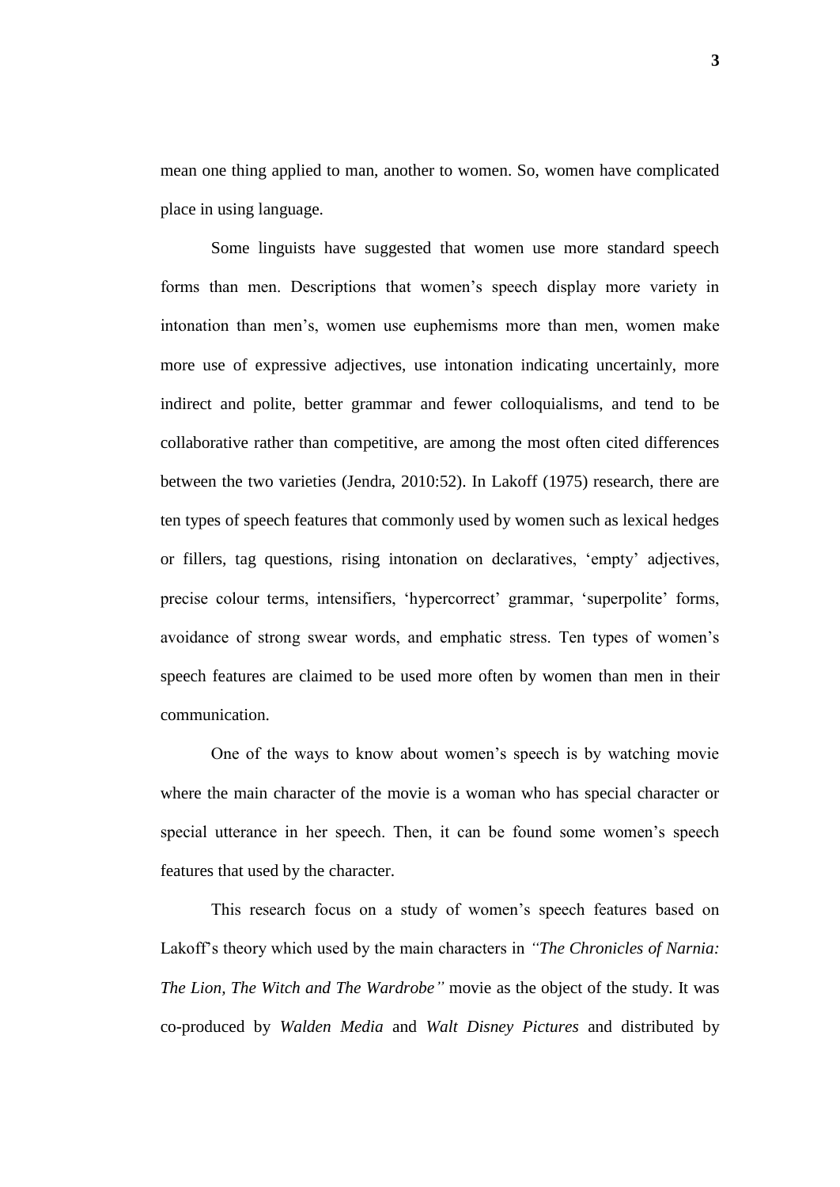mean one thing applied to man, another to women. So, women have complicated place in using language.

Some linguists have suggested that women use more standard speech forms than men. Descriptions that women's speech display more variety in intonation than men's, women use euphemisms more than men, women make more use of expressive adjectives, use intonation indicating uncertainly, more indirect and polite, better grammar and fewer colloquialisms, and tend to be collaborative rather than competitive, are among the most often cited differences between the two varieties (Jendra, 2010:52). In Lakoff (1975) research, there are ten types of speech features that commonly used by women such as lexical hedges or fillers, tag questions, rising intonation on declaratives, 'empty' adjectives, precise colour terms, intensifiers, 'hypercorrect' grammar, 'superpolite' forms, avoidance of strong swear words, and emphatic stress. Ten types of women's speech features are claimed to be used more often by women than men in their communication.

One of the ways to know about women's speech is by watching movie where the main character of the movie is a woman who has special character or special utterance in her speech. Then, it can be found some women's speech features that used by the character.

This research focus on a study of women's speech features based on Lakoff's theory which used by the main characters in *"The Chronicles of Narnia: The Lion, The Witch and The Wardrobe"* movie as the object of the study. It was co-produced by *Walden Media* and *Walt Disney Pictures* and distributed by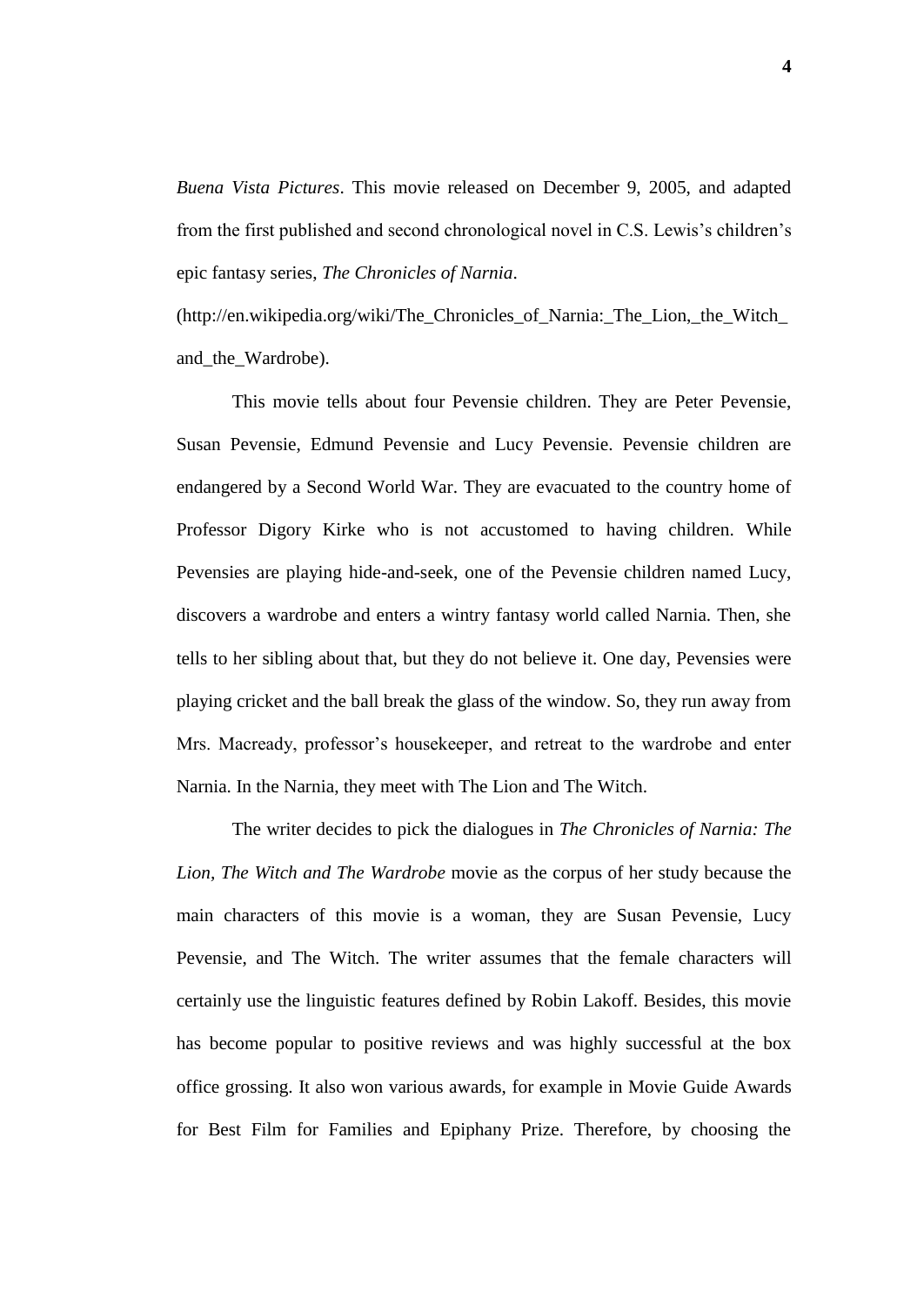*Buena Vista Pictures*. This movie released on December 9, 2005, and adapted from the first published and second chronological novel in C.S. Lewis's children's epic fantasy series, *The Chronicles of Narnia*. (http://en.wikipedia.org/wiki/The_Chronicles_of_Narnia:_The_Lion,_the_Witch_and_the_Wardrobe).

This movie tells about four Pevensie children. They are Peter Pevensie, Susan Pevensie, Edmund Pevensie and Lucy Pevensie. Pevensie children are endangered by a Second World War. They are evacuated to the country home of Professor Digory Kirke who is not accustomed to having children. While Pevensies are playing hide-and-seek, one of the Pevensie children named Lucy, discovers a wardrobe and enters a wintry fantasy world called Narnia. Then, she tells to her sibling about that, but they do not believe it. One day, Pevensies were playing cricket and the ball break the glass of the window. So, they run away from Mrs. Macready, professor's housekeeper, and retreat to the wardrobe and enter Narnia. In the Narnia, they meet with The Lion and The Witch.

The writer decides to pick the dialogues in *The Chronicles of Narnia: The Lion, The Witch and The Wardrobe* movie as the corpus of her study because the main characters of this movie is a woman, they are Susan Pevensie, Lucy Pevensie, and The Witch. The writer assumes that the female characters will certainly use the linguistic features defined by Robin Lakoff. Besides, this movie has become popular to positive reviews and was highly successful at the box office grossing. It also won various awards, for example in Movie Guide Awards for Best Film for Families and Epiphany Prize. Therefore, by choosing the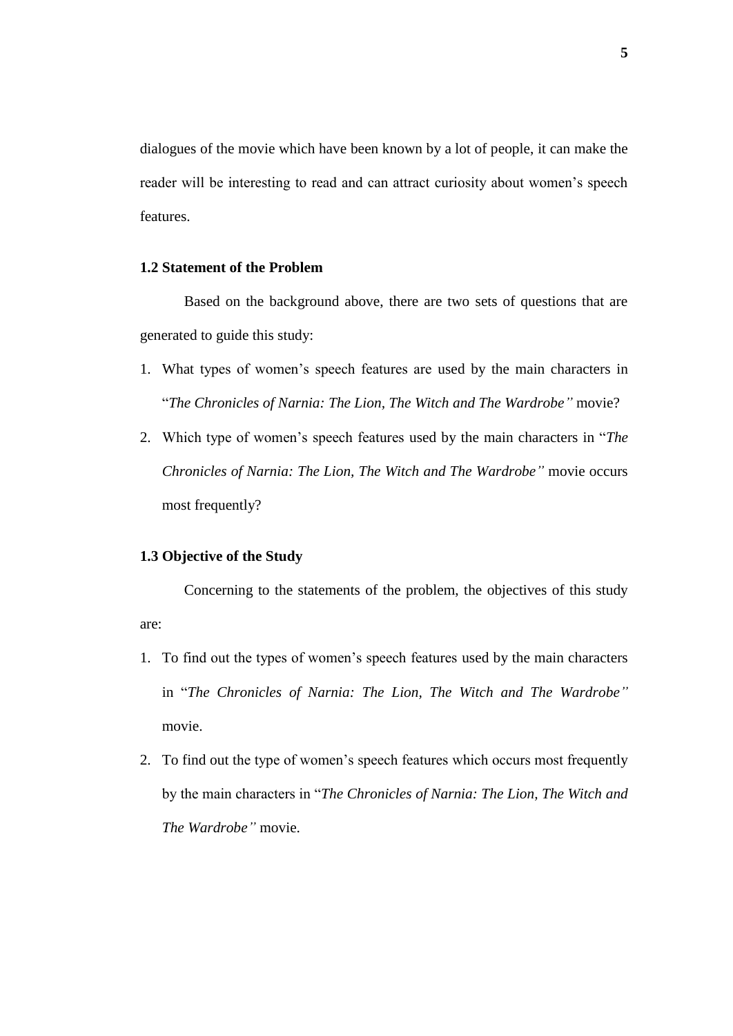dialogues of the movie which have been known by a lot of people, it can make the reader will be interesting to read and can attract curiosity about women's speech features.

### 1.2 Statement of the Problem

Based on the background above, there are two sets of questions that are generated to guide this study:

1. What types of women's speech features are used by the main characters in "*The Chronicles of Narnia: The Lion, The Witch and The Wardrobe"* movie?
2. Which type of women's speech features used by the main characters in "*The Chronicles of Narnia: The Lion, The Witch and The Wardrobe"* movie occurs most frequently?

### 1.3 Objective of the Study

Concerning to the statements of the problem, the objectives of this study are:

1. To find out the types of women's speech features used by the main characters in "*The Chronicles of Narnia: The Lion, The Witch and The Wardrobe"* movie.
2. To find out the type of women's speech features which occurs most frequently by the main characters in "*The Chronicles of Narnia: The Lion, The Witch and The Wardrobe"* movie.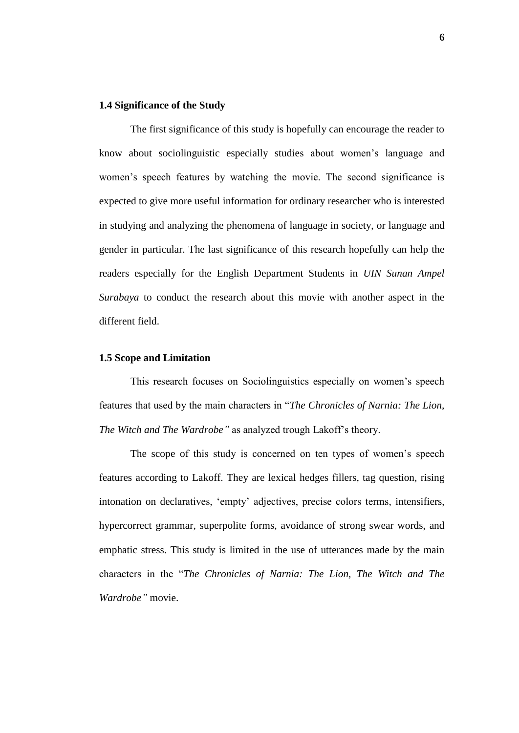### 1.4 Significance of the Study

The first significance of this study is hopefully can encourage the reader to know about sociolinguistic especially studies about women's language and women's speech features by watching the movie. The second significance is expected to give more useful information for ordinary researcher who is interested in studying and analyzing the phenomena of language in society, or language and gender in particular. The last significance of this research hopefully can help the readers especially for the English Department Students in *UIN Sunan Ampel Surabaya* to conduct the research about this movie with another aspect in the different field.

### 1.5 Scope and Limitation

This research focuses on Sociolinguistics especially on women's speech features that used by the main characters in "*The Chronicles of Narnia: The Lion, The Witch and The Wardrobe"* as analyzed trough Lakoff's theory.

The scope of this study is concerned on ten types of women's speech features according to Lakoff. They are lexical hedges fillers, tag question, rising intonation on declaratives, 'empty' adjectives, precise colors terms, intensifiers, hypercorrect grammar, superpolite forms, avoidance of strong swear words, and emphatic stress. This study is limited in the use of utterances made by the main characters in the "*The Chronicles of Narnia: The Lion, The Witch and The Wardrobe"* movie.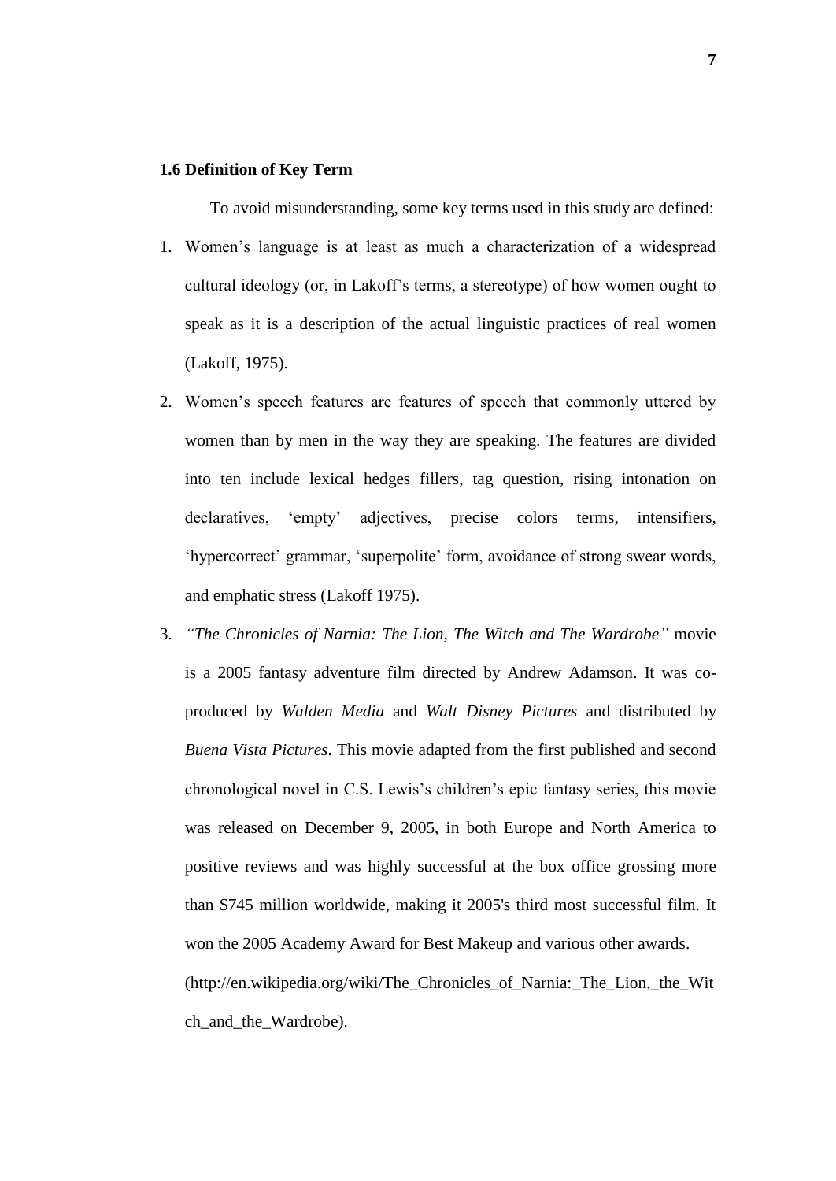### 1.6 Definition of Key Term

To avoid misunderstanding, some key terms used in this study are defined:

1. Women's language is at least as much a characterization of a widespread cultural ideology (or, in Lakoff's terms, a stereotype) of how women ought to speak as it is a description of the actual linguistic practices of real women (Lakoff, 1975).
2. Women's speech features are features of speech that commonly uttered by women than by men in the way they are speaking. The features are divided into ten include lexical hedges fillers, tag question, rising intonation on declaratives, 'empty' adjectives, precise colors terms, intensifiers, 'hypercorrect' grammar, 'superpolite' form, avoidance of strong swear words, and emphatic stress (Lakoff 1975).
3. *"The Chronicles of Narnia: The Lion, The Witch and The Wardrobe"* movie is a 2005 fantasy adventure film directed by Andrew Adamson. It was co-produced by *Walden Media* and *Walt Disney Pictures* and distributed by *Buena Vista Pictures*. This movie adapted from the first published and second chronological novel in C.S. Lewis's children's epic fantasy series, this movie was released on December 9, 2005, in both Europe and North America to positive reviews and was highly successful at the box office grossing more than $745 million worldwide, making it 2005's third most successful film. It won the 2005 Academy Award for Best Makeup and various other awards. (http://en.wikipedia.org/wiki/The_Chronicles_of_Narnia:_The_Lion,_the_Witch_and_the_Wardrobe).